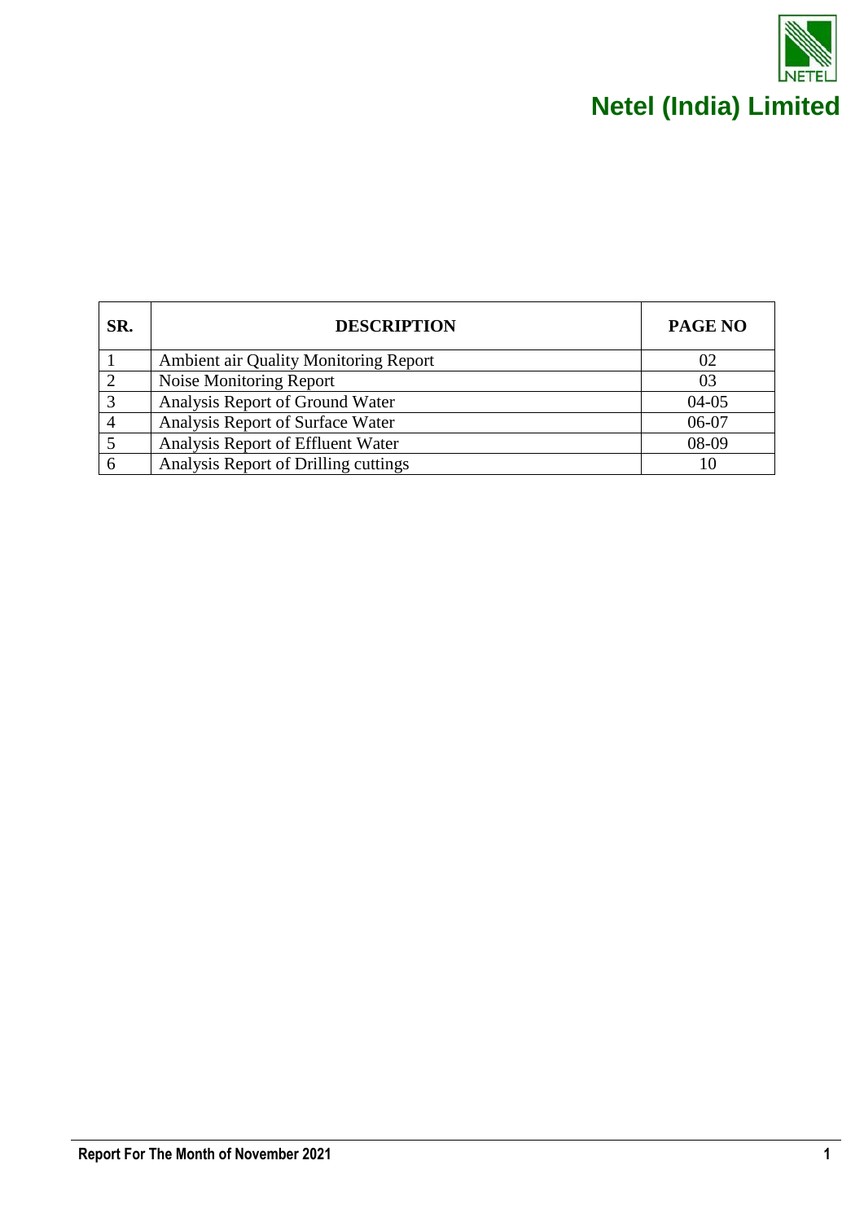# Netel (India) Limited

| SR. | DESCRIPTION | PAGE NO |
|---|---|---|
| 1 | Ambient air Quality Monitoring Report | 02 |
| 2 | Noise Monitoring Report | 03 |
| 3 | Analysis Report of Ground Water | 04-05 |
| 4 | Analysis Report of Surface Water | 06-07 |
| 5 | Analysis Report of Effluent Water | 08-09 |
| 6 | Analysis Report of Drilling cuttings | 10 |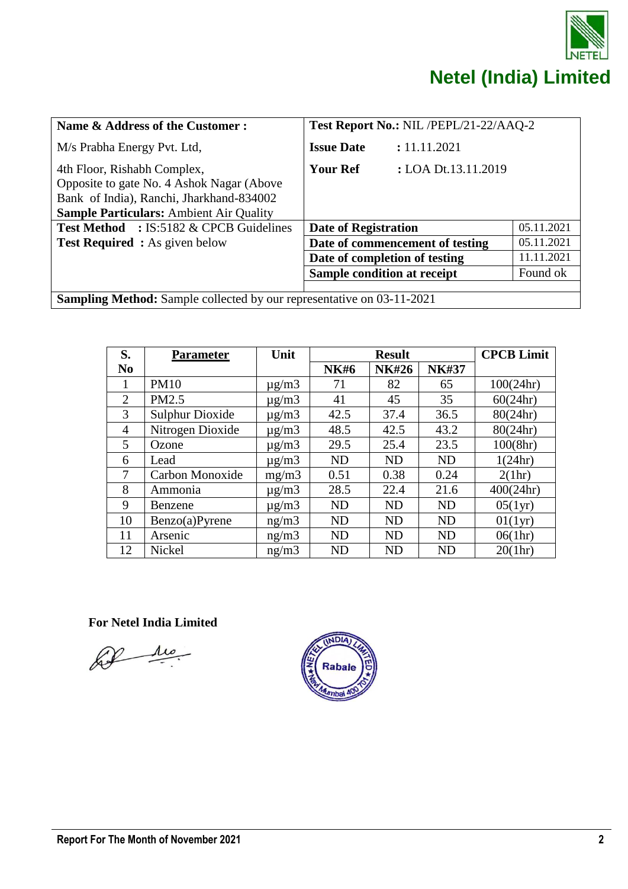# Netel (India) Limited

| Name & Address of the Customer : | Test Report No.: NIL /PEPL/21-22/AAQ-2 | |
|---|---|---|
| M/s Prabha Energy Pvt. Ltd, | **Issue Date** : 11.11.2021 | |
| 4th Floor, Rishabh Complex, Opposite to gate No. 4 Ashok Nagar (Above Bank of India), Ranchi, Jharkhand-834002 **Sample Particulars:** Ambient Air Quality | **Your Ref** : LOA Dt.13.11.2019 | |
| **Test Method** : IS:5182 & CPCB Guidelines | **Date of Registration** | 05.11.2021 |
| **Test Required** : As given below | **Date of commencement of testing** | 05.11.2021 |
| | **Date of completion of testing** | 11.11.2021 |
| | **Sample condition at receipt** | Found ok |
| **Sampling Method:** Sample collected by our representative on 03-11-2021 | | |

| S. No | Parameter | Unit | Result | | | CPCB Limit |
|---|---|---|---|---|---|---|
| | | | NK#6 | NK#26 | NK#37 | |
| 1 | PM10 | µg/m3 | 71 | 82 | 65 | 100(24hr) |
| 2 | PM2.5 | µg/m3 | 41 | 45 | 35 | 60(24hr) |
| 3 | Sulphur Dioxide | µg/m3 | 42.5 | 37.4 | 36.5 | 80(24hr) |
| 4 | Nitrogen Dioxide | µg/m3 | 48.5 | 42.5 | 43.2 | 80(24hr) |
| 5 | Ozone | µg/m3 | 29.5 | 25.4 | 23.5 | 100(8hr) |
| 6 | Lead | µg/m3 | ND | ND | ND | 1(24hr) |
| 7 | Carbon Monoxide | mg/m3 | 0.51 | 0.38 | 0.24 | 2(1hr) |
| 8 | Ammonia | µg/m3 | 28.5 | 22.4 | 21.6 | 400(24hr) |
| 9 | Benzene | µg/m3 | ND | ND | ND | 05(1yr) |
| 10 | Benzo(a)Pyrene | ng/m3 | ND | ND | ND | 01(1yr) |
| 11 | Arsenic | ng/m3 | ND | ND | ND | 06(1hr) |
| 12 | Nickel | ng/m3 | ND | ND | ND | 20(1hr) |

**For Netel India Limited**

Report For The Month of November 2021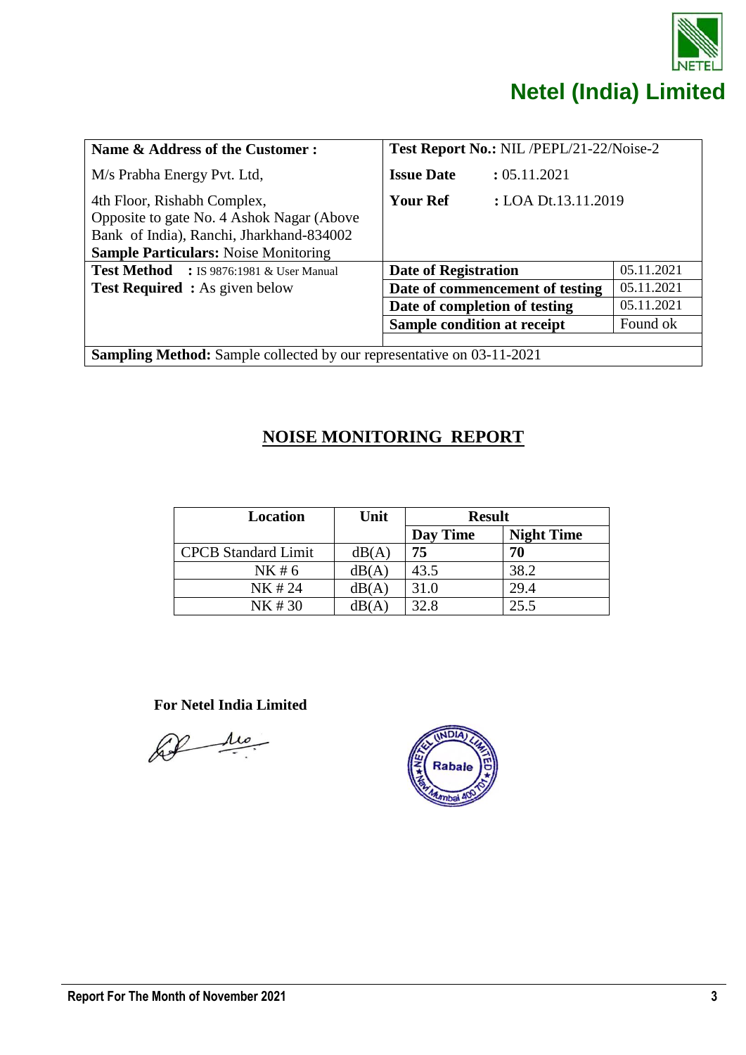**Netel (India) Limited**

| **Name & Address of the Customer :** | **Test Report No.:** NIL /PEPL/21-22/Noise-2 | |
|---|---|---|
| M/s Prabha Energy Pvt. Ltd, | **Issue Date** : 05.11.2021 | |
| 4th Floor, Rishabh Complex, Opposite to gate No. 4 Ashok Nagar (Above Bank of India), Ranchi, Jharkhand-834002 **Sample Particulars:** Noise Monitoring | **Your Ref** : LOA Dt.13.11.2019 | |
| **Test Method** : IS 9876:1981 & User Manual | **Date of Registration** | 05.11.2021 |
| **Test Required** : As given below | **Date of commencement of testing** | 05.11.2021 |
| | **Date of completion of testing** | 05.11.2021 |
| | **Sample condition at receipt** | Found ok |
| **Sampling Method:** Sample collected by our representative on 03-11-2021 | | |

## NOISE MONITORING REPORT

| Location | Unit | Result | |
|---|---|---|---|
| | | **Day Time** | **Night Time** |
| CPCB Standard Limit | dB(A) | **75** | **70** |
| NK # 6 | dB(A) | 43.5 | 38.2 |
| NK # 24 | dB(A) | 31.0 | 29.4 |
| NK # 30 | dB(A) | 32.8 | 25.5 |

**For Netel India Limited**

Report For The Month of November 2021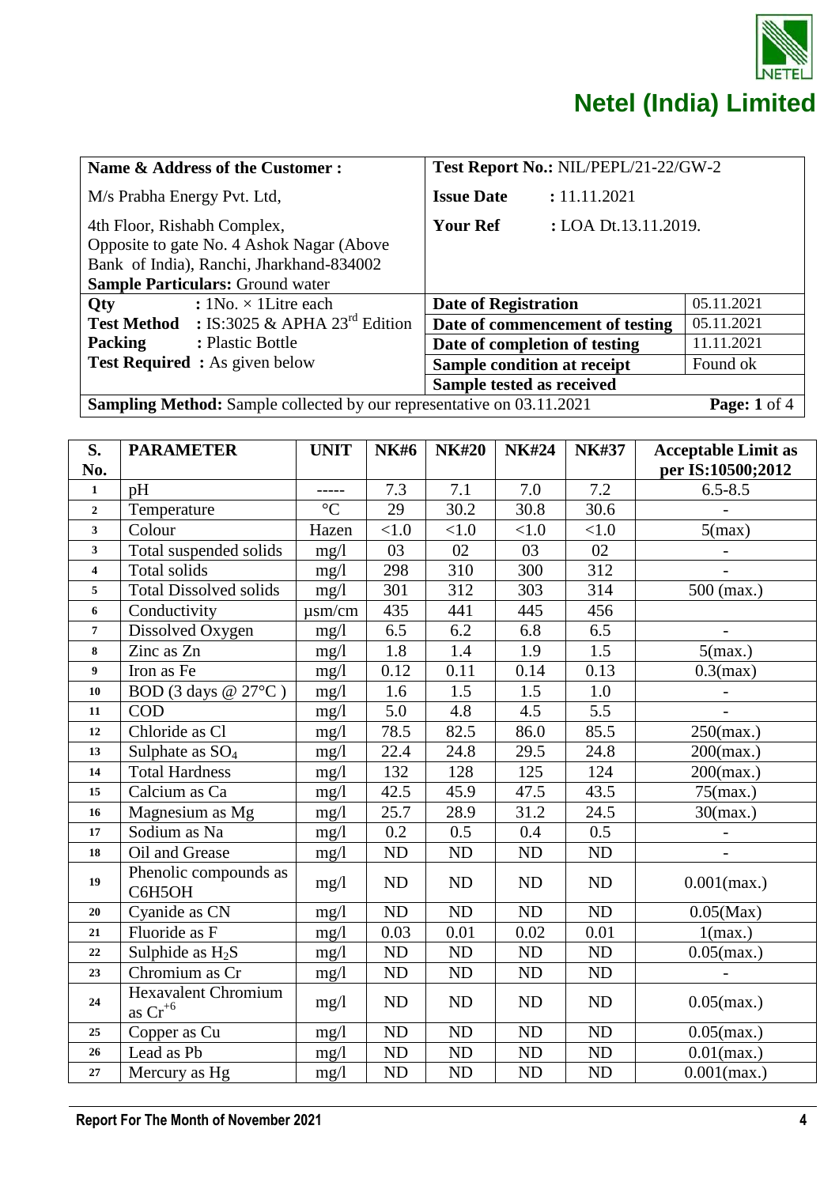# Netel (India) Limited

| Name & Address of the Customer : | Test Report No.: NIL/PEPL/21-22/GW-2 | |
|---|---|---|
| M/s Prabha Energy Pvt. Ltd, | **Issue Date** : 11.11.2021 | |
| 4th Floor, Rishabh Complex, Opposite to gate No. 4 Ashok Nagar (Above Bank of India), Ranchi, Jharkhand-834002 **Sample Particulars:** Ground water | **Your Ref** : LOA Dt.13.11.2019. | |
| **Qty** : 1No. × 1Litre each | **Date of Registration** | 05.11.2021 |
| **Test Method** : IS:3025 & APHA 23rd Edition | **Date of commencement of testing** | 05.11.2021 |
| **Packing** : Plastic Bottle | **Date of completion of testing** | 11.11.2021 |
| **Test Required** : As given below | **Sample condition at receipt** | Found ok |
| | **Sample tested as received** | |
| **Sampling Method:** Sample collected by our representative on 03.11.2021 | | **Page: 1** of 4 |

| S. No. | PARAMETER | UNIT | NK#6 | NK#20 | NK#24 | NK#37 | Acceptable Limit as per IS:10500;2012 |
|---|---|---|---|---|---|---|---|
| 1 | pH | ----- | 7.3 | 7.1 | 7.0 | 7.2 | 6.5-8.5 |
| 2 | Temperature | °C | 29 | 30.2 | 30.8 | 30.6 | - |
| 3 | Colour | Hazen | <1.0 | <1.0 | <1.0 | <1.0 | 5(max) |
| 3 | Total suspended solids | mg/l | 03 | 02 | 03 | 02 | - |
| 4 | Total solids | mg/l | 298 | 310 | 300 | 312 | - |
| 5 | Total Dissolved solids | mg/l | 301 | 312 | 303 | 314 | 500 (max.) |
| 6 | Conductivity | µsm/cm | 435 | 441 | 445 | 456 | |
| 7 | Dissolved Oxygen | mg/l | 6.5 | 6.2 | 6.8 | 6.5 | - |
| 8 | Zinc as Zn | mg/l | 1.8 | 1.4 | 1.9 | 1.5 | 5(max.) |
| 9 | Iron as Fe | mg/l | 0.12 | 0.11 | 0.14 | 0.13 | 0.3(max) |
| 10 | BOD (3 days @ 27°C ) | mg/l | 1.6 | 1.5 | 1.5 | 1.0 | - |
| 11 | COD | mg/l | 5.0 | 4.8 | 4.5 | 5.5 | - |
| 12 | Chloride as Cl | mg/l | 78.5 | 82.5 | 86.0 | 85.5 | 250(max.) |
| 13 | Sulphate as $SO_4$ | mg/l | 22.4 | 24.8 | 29.5 | 24.8 | 200(max.) |
| 14 | Total Hardness | mg/l | 132 | 128 | 125 | 124 | 200(max.) |
| 15 | Calcium as Ca | mg/l | 42.5 | 45.9 | 47.5 | 43.5 | 75(max.) |
| 16 | Magnesium as Mg | mg/l | 25.7 | 28.9 | 31.2 | 24.5 | 30(max.) |
| 17 | Sodium as Na | mg/l | 0.2 | 0.5 | 0.4 | 0.5 | - |
| 18 | Oil and Grease | mg/l | ND | ND | ND | ND | - |
| 19 | Phenolic compounds as C6H5OH | mg/l | ND | ND | ND | ND | 0.001(max.) |
| 20 | Cyanide as CN | mg/l | ND | ND | ND | ND | 0.05(Max) |
| 21 | Fluoride as F | mg/l | 0.03 | 0.01 | 0.02 | 0.01 | 1(max.) |
| 22 | Sulphide as $H_2S$ | mg/l | ND | ND | ND | ND | 0.05(max.) |
| 23 | Chromium as Cr | mg/l | ND | ND | ND | ND | - |
| 24 | Hexavalent Chromium as $Cr^{+6}$ | mg/l | ND | ND | ND | ND | 0.05(max.) |
| 25 | Copper as Cu | mg/l | ND | ND | ND | ND | 0.05(max.) |
| 26 | Lead as Pb | mg/l | ND | ND | ND | ND | 0.01(max.) |
| 27 | Mercury as Hg | mg/l | ND | ND | ND | ND | 0.001(max.) |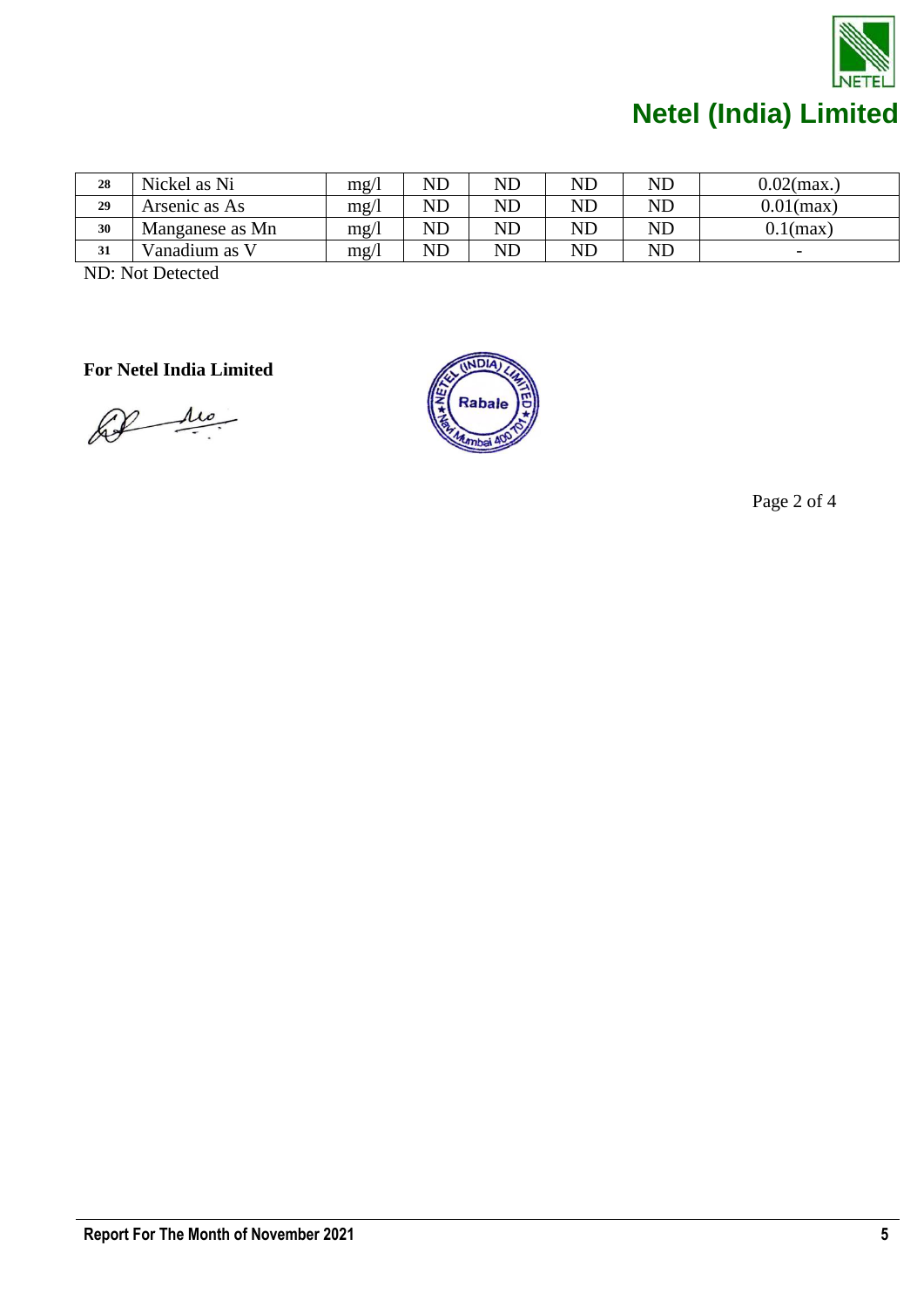| | | | | | | | |
|---|---|---|---|---|---|---|---|
| 28 | Nickel as Ni | mg/l | ND | ND | ND | ND | 0.02(max.) |
| 29 | Arsenic as As | mg/l | ND | ND | ND | ND | 0.01(max) |
| 30 | Manganese as Mn | mg/l | ND | ND | ND | ND | 0.1(max) |
| 31 | Vanadium as V | mg/l | ND | ND | ND | ND | - |

ND: Not Detected

**For Netel India Limited**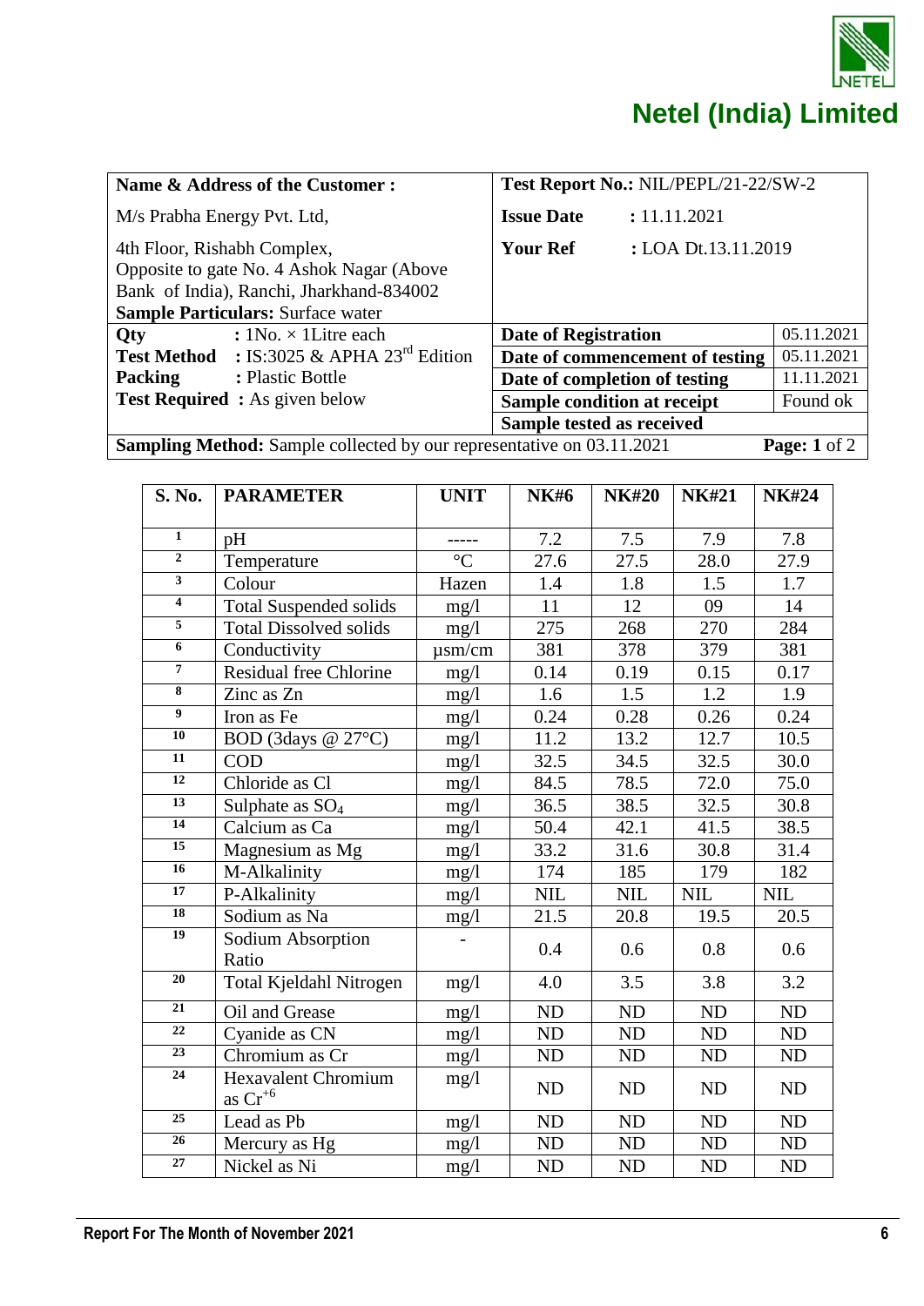# Netel (India) Limited

| Name & Address of the Customer : | Test Report No.: NIL/PEPL/21-22/SW-2 | |
|---|---|---|
| M/s Prabha Energy Pvt. Ltd, | **Issue Date** : 11.11.2021 | |
| 4th Floor, Rishabh Complex, Opposite to gate No. 4 Ashok Nagar (Above Bank of India), Ranchi, Jharkhand-834002 **Sample Particulars:** Surface water | **Your Ref** : LOA Dt.13.11.2019 | |
| **Qty** : 1No. × 1Litre each | **Date of Registration** | 05.11.2021 |
| **Test Method** : IS:3025 & APHA 23rd Edition | **Date of commencement of testing** | 05.11.2021 |
| **Packing** : Plastic Bottle | **Date of completion of testing** | 11.11.2021 |
| **Test Required** : As given below | **Sample condition at receipt** | Found ok |
| | **Sample tested as received** | |
| **Sampling Method:** Sample collected by our representative on 03.11.2021 | | **Page: 1** of 2 |

| S. No. | PARAMETER | UNIT | NK#6 | NK#20 | NK#21 | NK#24 |
|---|---|---|---|---|---|---|
| 1 | pH | ----- | 7.2 | 7.5 | 7.9 | 7.8 |
| 2 | Temperature | °C | 27.6 | 27.5 | 28.0 | 27.9 |
| 3 | Colour | Hazen | 1.4 | 1.8 | 1.5 | 1.7 |
| 4 | Total Suspended solids | mg/l | 11 | 12 | 09 | 14 |
| 5 | Total Dissolved solids | mg/l | 275 | 268 | 270 | 284 |
| 6 | Conductivity | µsm/cm | 381 | 378 | 379 | 381 |
| 7 | Residual free Chlorine | mg/l | 0.14 | 0.19 | 0.15 | 0.17 |
| 8 | Zinc as Zn | mg/l | 1.6 | 1.5 | 1.2 | 1.9 |
| 9 | Iron as Fe | mg/l | 0.24 | 0.28 | 0.26 | 0.24 |
| 10 | BOD (3days @ 27°C) | mg/l | 11.2 | 13.2 | 12.7 | 10.5 |
| 11 | COD | mg/l | 32.5 | 34.5 | 32.5 | 30.0 |
| 12 | Chloride as Cl | mg/l | 84.5 | 78.5 | 72.0 | 75.0 |
| 13 | Sulphate as $SO_4$ | mg/l | 36.5 | 38.5 | 32.5 | 30.8 |
| 14 | Calcium as Ca | mg/l | 50.4 | 42.1 | 41.5 | 38.5 |
| 15 | Magnesium as Mg | mg/l | 33.2 | 31.6 | 30.8 | 31.4 |
| 16 | M-Alkalinity | mg/l | 174 | 185 | 179 | 182 |
| 17 | P-Alkalinity | mg/l | NIL | NIL | NIL | NIL |
| 18 | Sodium as Na | mg/l | 21.5 | 20.8 | 19.5 | 20.5 |
| 19 | Sodium Absorption Ratio | - | 0.4 | 0.6 | 0.8 | 0.6 |
| 20 | Total Kjeldahl Nitrogen | mg/l | 4.0 | 3.5 | 3.8 | 3.2 |
| 21 | Oil and Grease | mg/l | ND | ND | ND | ND |
| 22 | Cyanide as CN | mg/l | ND | ND | ND | ND |
| 23 | Chromium as Cr | mg/l | ND | ND | ND | ND |
| 24 | Hexavalent Chromium as $Cr^{+6}$ | mg/l | ND | ND | ND | ND |
| 25 | Lead as Pb | mg/l | ND | ND | ND | ND |
| 26 | Mercury as Hg | mg/l | ND | ND | ND | ND |
| 27 | Nickel as Ni | mg/l | ND | ND | ND | ND |

**Report For The Month of November 2021**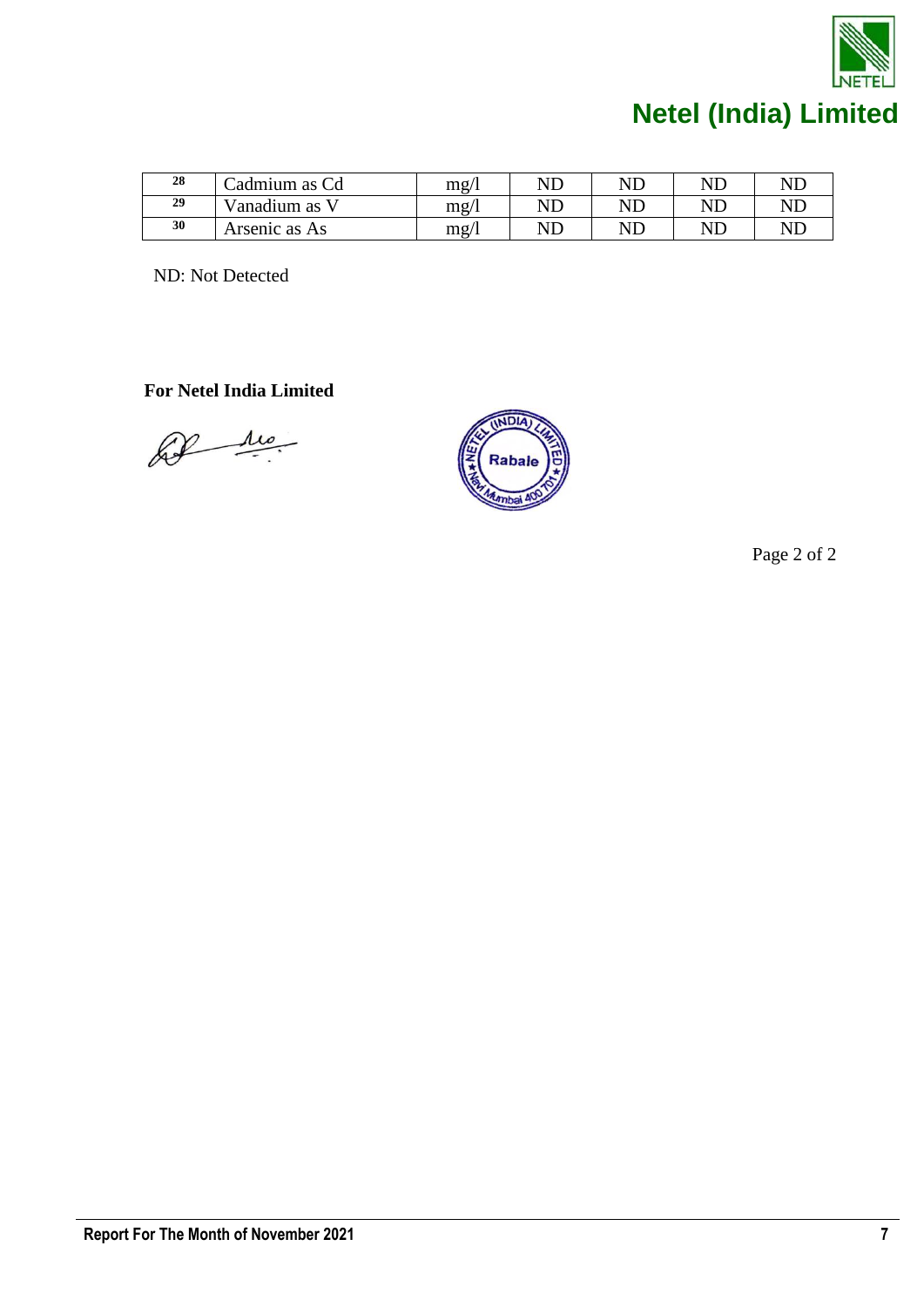| 28 | Cadmium as Cd | mg/l | ND | ND | ND | ND |
|---|---|---|---|---|---|---|
| 29 | Vanadium as V | mg/l | ND | ND | ND | ND |
| 30 | Arsenic as As | mg/l | ND | ND | ND | ND |

ND: Not Detected

**For Netel India Limited**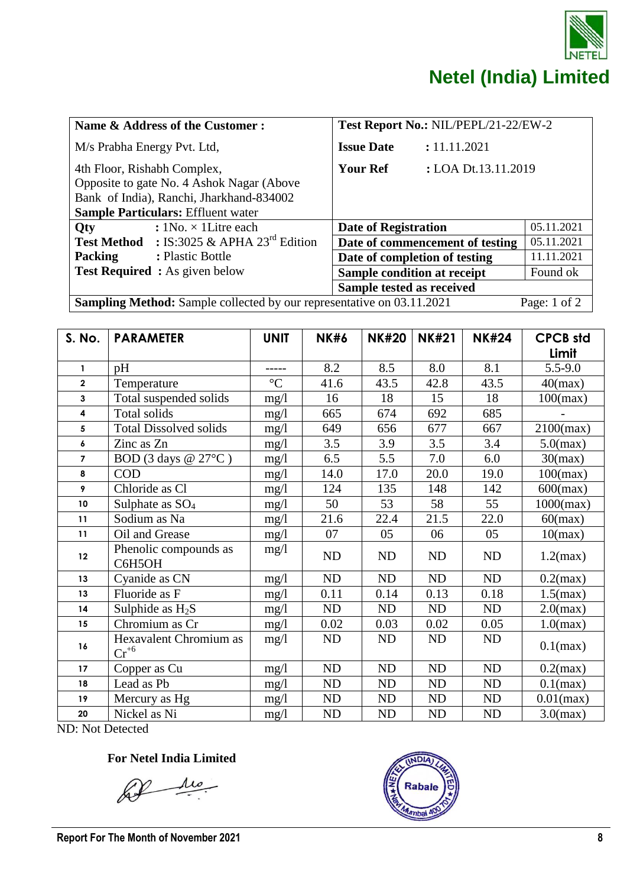# Netel (India) Limited

| Name & Address of the Customer : | Test Report No.: NIL/PEPL/21-22/EW-2 | |
|---|---|---|
| M/s Prabha Energy Pvt. Ltd, | **Issue Date** : 11.11.2021 | |
| 4th Floor, Rishabh Complex, Opposite to gate No. 4 Ashok Nagar (Above Bank of India), Ranchi, Jharkhand-834002 **Sample Particulars:** Effluent water | **Your Ref** : LOA Dt.13.11.2019 | |
| **Qty** : 1No. × 1Litre each | **Date of Registration** | 05.11.2021 |
| **Test Method** : IS:3025 & APHA 23[rd] Edition | **Date of commencement of testing** | 05.11.2021 |
| **Packing** : Plastic Bottle | **Date of completion of testing** | 11.11.2021 |
| **Test Required** : As given below | **Sample condition at receipt** | Found ok |
| | **Sample tested as received** | |
| **Sampling Method:** Sample collected by our representative on 03.11.2021 | | Page: 1 of 2 |

| S. No. | PARAMETER | UNIT | NK#6 | NK#20 | NK#21 | NK#24 | CPCB std Limit |
|---|---|---|---|---|---|---|---|
| 1 | pH | ----- | 8.2 | 8.5 | 8.0 | 8.1 | 5.5-9.0 |
| 2 | Temperature | °C | 41.6 | 43.5 | 42.8 | 43.5 | 40(max) |
| 3 | Total suspended solids | mg/l | 16 | 18 | 15 | 18 | 100(max) |
| 4 | Total solids | mg/l | 665 | 674 | 692 | 685 | - |
| 5 | Total Dissolved solids | mg/l | 649 | 656 | 677 | 667 | 2100(max) |
| 6 | Zinc as Zn | mg/l | 3.5 | 3.9 | 3.5 | 3.4 | 5.0(max) |
| 7 | BOD (3 days @ 27°C ) | mg/l | 6.5 | 5.5 | 7.0 | 6.0 | 30(max) |
| 8 | COD | mg/l | 14.0 | 17.0 | 20.0 | 19.0 | 100(max) |
| 9 | Chloride as Cl | mg/l | 124 | 135 | 148 | 142 | 600(max) |
| 10 | Sulphate as $SO_4$ | mg/l | 50 | 53 | 58 | 55 | 1000(max) |
| 11 | Sodium as Na | mg/l | 21.6 | 22.4 | 21.5 | 22.0 | 60(max) |
| 11 | Oil and Grease | mg/l | 07 | 05 | 06 | 05 | 10(max) |
| 12 | Phenolic compounds as C6H5OH | mg/l | ND | ND | ND | ND | 1.2(max) |
| 13 | Cyanide as CN | mg/l | ND | ND | ND | ND | 0.2(max) |
| 13 | Fluoride as F | mg/l | 0.11 | 0.14 | 0.13 | 0.18 | 1.5(max) |
| 14 | Sulphide as $H_2S$ | mg/l | ND | ND | ND | ND | 2.0(max) |
| 15 | Chromium as Cr | mg/l | 0.02 | 0.03 | 0.02 | 0.05 | 1.0(max) |
| 16 | Hexavalent Chromium as $Cr^{+6}$ | mg/l | ND | ND | ND | ND | 0.1(max) |
| 17 | Copper as Cu | mg/l | ND | ND | ND | ND | 0.2(max) |
| 18 | Lead as Pb | mg/l | ND | ND | ND | ND | 0.1(max) |
| 19 | Mercury as Hg | mg/l | ND | ND | ND | ND | 0.01(max) |
| 20 | Nickel as Ni | mg/l | ND | ND | ND | ND | 3.0(max) |

ND: Not Detected

**For Netel India Limited**

Report For The Month of November 2021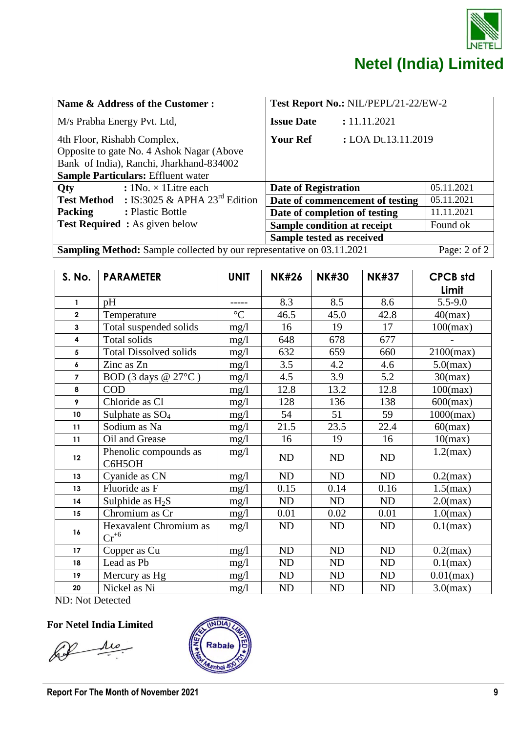# Netel (India) Limited

| Name & Address of the Customer : | Test Report No.: NIL/PEPL/21-22/EW-2 | |
|---|---|---|
| M/s Prabha Energy Pvt. Ltd, | **Issue Date** : 11.11.2021 | |
| 4th Floor, Rishabh Complex, Opposite to gate No. 4 Ashok Nagar (Above Bank of India), Ranchi, Jharkhand-834002 | **Your Ref** : LOA Dt.13.11.2019 | |
| **Sample Particulars:** Effluent water | | |
| **Qty** : 1No. × 1Litre each | **Date of Registration** | 05.11.2021 |
| **Test Method** : IS:3025 & APHA 23rd Edition | **Date of commencement of testing** | 05.11.2021 |
| **Packing** : Plastic Bottle | **Date of completion of testing** | 11.11.2021 |
| **Test Required** : As given below | **Sample condition at receipt** | Found ok |
| | **Sample tested as received** | |
| **Sampling Method:** Sample collected by our representative on 03.11.2021 | | Page: 2 of 2 |

| S. No. | PARAMETER | UNIT | NK#26 | NK#30 | NK#37 | CPCB std Limit |
|---|---|---|---|---|---|---|
| 1 | pH | ----- | 8.3 | 8.5 | 8.6 | 5.5-9.0 |
| 2 | Temperature | °C | 46.5 | 45.0 | 42.8 | 40(max) |
| 3 | Total suspended solids | mg/l | 16 | 19 | 17 | 100(max) |
| 4 | Total solids | mg/l | 648 | 678 | 677 | - |
| 5 | Total Dissolved solids | mg/l | 632 | 659 | 660 | 2100(max) |
| 6 | Zinc as Zn | mg/l | 3.5 | 4.2 | 4.6 | 5.0(max) |
| 7 | BOD (3 days @ 27°C ) | mg/l | 4.5 | 3.9 | 5.2 | 30(max) |
| 8 | COD | mg/l | 12.8 | 13.2 | 12.8 | 100(max) |
| 9 | Chloride as Cl | mg/l | 128 | 136 | 138 | 600(max) |
| 10 | Sulphate as $SO_4$ | mg/l | 54 | 51 | 59 | 1000(max) |
| 11 | Sodium as Na | mg/l | 21.5 | 23.5 | 22.4 | 60(max) |
| 11 | Oil and Grease | mg/l | 16 | 19 | 16 | 10(max) |
| 12 | Phenolic compounds as C6H5OH | mg/l | ND | ND | ND | 1.2(max) |
| 13 | Cyanide as CN | mg/l | ND | ND | ND | 0.2(max) |
| 13 | Fluoride as F | mg/l | 0.15 | 0.14 | 0.16 | 1.5(max) |
| 14 | Sulphide as $H_2S$ | mg/l | ND | ND | ND | 2.0(max) |
| 15 | Chromium as Cr | mg/l | 0.01 | 0.02 | 0.01 | 1.0(max) |
| 16 | Hexavalent Chromium as $Cr^{+6}$ | mg/l | ND | ND | ND | 0.1(max) |
| 17 | Copper as Cu | mg/l | ND | ND | ND | 0.2(max) |
| 18 | Lead as Pb | mg/l | ND | ND | ND | 0.1(max) |
| 19 | Mercury as Hg | mg/l | ND | ND | ND | 0.01(max) |
| 20 | Nickel as Ni | mg/l | ND | ND | ND | 3.0(max) |

ND: Not Detected

**For Netel India Limited**

Report For The Month of November 2021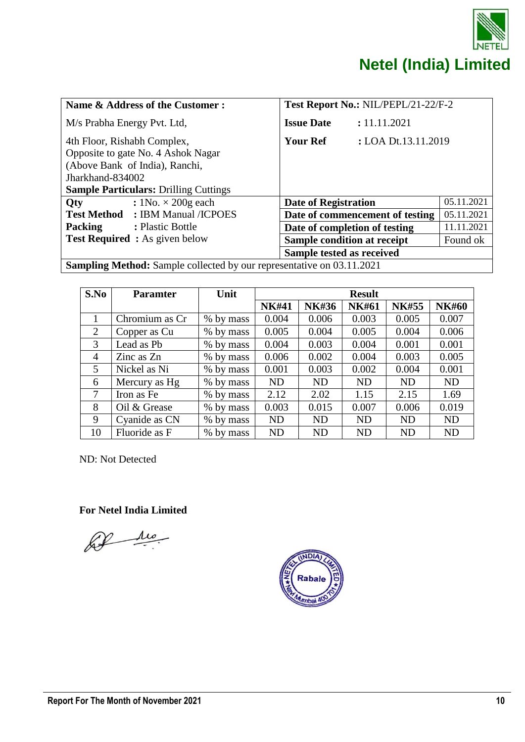**Netel (India) Limited**

| | |
|---|---|
| **Name & Address of the Customer :** | **Test Report No.:** NIL/PEPL/21-22/F-2 |
| M/s Prabha Energy Pvt. Ltd, | **Issue Date** : 11.11.2021 |
| 4th Floor, Rishabh Complex, Opposite to gate No. 4 Ashok Nagar (Above Bank of India), Ranchi, Jharkhand-834002 | **Your Ref** : LOA Dt.13.11.2019 |
| **Sample Particulars:** Drilling Cuttings | |

| | | |
|---|---|---|
| **Qty** : 1No. × 200g each | **Date of Registration** | 05.11.2021 |
| **Test Method** : IBM Manual /ICPOES | **Date of commencement of testing** | 05.11.2021 |
| **Packing** : Plastic Bottle | **Date of completion of testing** | 11.11.2021 |
| **Test Required** : As given below | **Sample condition at receipt** | Found ok |
| | **Sample tested as received** | |

**Sampling Method:** Sample collected by our representative on 03.11.2021

| S.No | Paramter | Unit | Result | | | | |
|---|---|---|---|---|---|---|---|
| | | | **NK#41** | **NK#36** | **NK#61** | **NK#55** | **NK#60** |
| 1 | Chromium as Cr | % by mass | 0.004 | 0.006 | 0.003 | 0.005 | 0.007 |
| 2 | Copper as Cu | % by mass | 0.005 | 0.004 | 0.005 | 0.004 | 0.006 |
| 3 | Lead as Pb | % by mass | 0.004 | 0.003 | 0.004 | 0.001 | 0.001 |
| 4 | Zinc as Zn | % by mass | 0.006 | 0.002 | 0.004 | 0.003 | 0.005 |
| 5 | Nickel as Ni | % by mass | 0.001 | 0.003 | 0.002 | 0.004 | 0.001 |
| 6 | Mercury as Hg | % by mass | ND | ND | ND | ND | ND |
| 7 | Iron as Fe | % by mass | 2.12 | 2.02 | 1.15 | 2.15 | 1.69 |
| 8 | Oil & Grease | % by mass | 0.003 | 0.015 | 0.007 | 0.006 | 0.019 |
| 9 | Cyanide as CN | % by mass | ND | ND | ND | ND | ND |
| 10 | Fluoride as F | % by mass | ND | ND | ND | ND | ND |

ND: Not Detected

**For Netel India Limited**

NETEL (INDIA) LIMITED Rabale Navi Mumbai 400 701